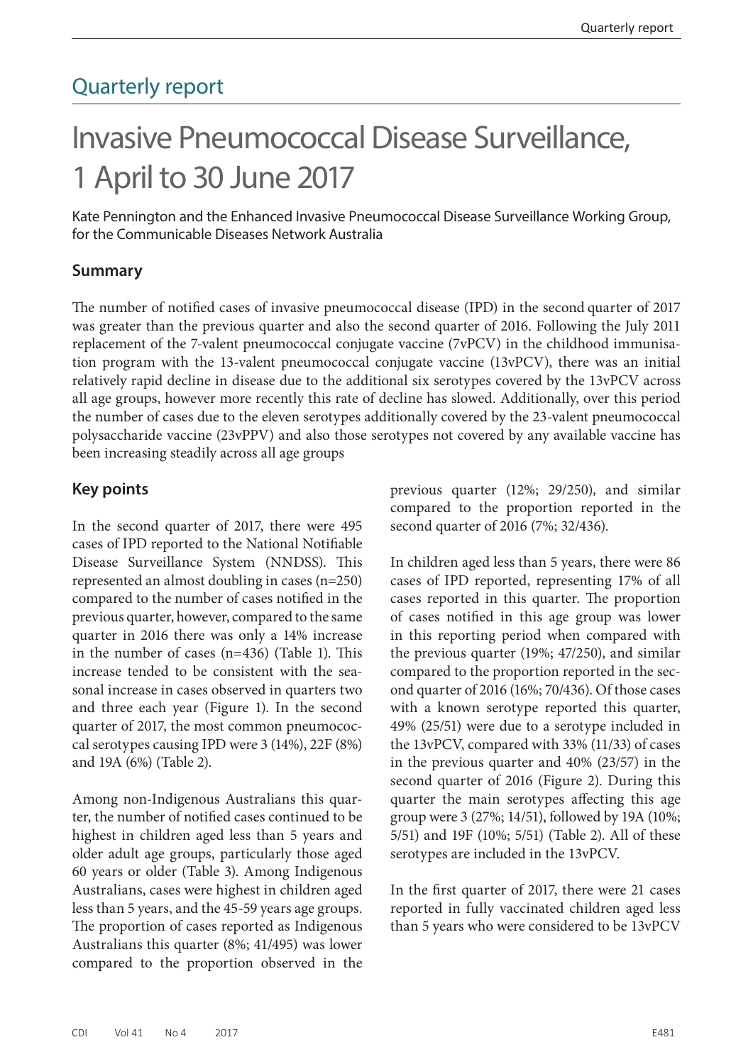Quarterly report

# Invasive Pneumococcal Disease Surveillance, 1 April to 30 June 2017

Kate Pennington and the Enhanced Invasive Pneumococcal Disease Surveillance Working Group, for the Communicable Diseases Network Australia

## Summary

The number of notified cases of invasive pneumococcal disease (IPD) in the second quarter of 2017 was greater than the previous quarter and also the second quarter of 2016. Following the July 2011 replacement of the 7-valent pneumococcal conjugate vaccine (7vPCV) in the childhood immunisation program with the 13-valent pneumococcal conjugate vaccine (13vPCV), there was an initial relatively rapid decline in disease due to the additional six serotypes covered by the 13vPCV across all age groups, however more recently this rate of decline has slowed. Additionally, over this period the number of cases due to the eleven serotypes additionally covered by the 23-valent pneumococcal polysaccharide vaccine (23vPPV) and also those serotypes not covered by any available vaccine has been increasing steadily across all age groups

## Key points

In the second quarter of 2017, there were 495 cases of IPD reported to the National Notifiable Disease Surveillance System (NNDSS). This represented an almost doubling in cases (n=250) compared to the number of cases notified in the previous quarter, however, compared to the same quarter in 2016 there was only a 14% increase in the number of cases (n=436) (Table 1). This increase tended to be consistent with the seasonal increase in cases observed in quarters two and three each year (Figure 1). In the second quarter of 2017, the most common pneumococcal serotypes causing IPD were 3 (14%), 22F (8%) and 19A (6%) (Table 2).

Among non-Indigenous Australians this quarter, the number of notified cases continued to be highest in children aged less than 5 years and older adult age groups, particularly those aged 60 years or older (Table 3). Among Indigenous Australians, cases were highest in children aged less than 5 years, and the 45-59 years age groups. The proportion of cases reported as Indigenous Australians this quarter (8%; 41/495) was lower compared to the proportion observed in the previous quarter (12%; 29/250), and similar compared to the proportion reported in the second quarter of 2016 (7%; 32/436).

In children aged less than 5 years, there were 86 cases of IPD reported, representing 17% of all cases reported in this quarter. The proportion of cases notified in this age group was lower in this reporting period when compared with the previous quarter (19%; 47/250), and similar compared to the proportion reported in the second quarter of 2016 (16%; 70/436). Of those cases with a known serotype reported this quarter, 49% (25/51) were due to a serotype included in the 13vPCV, compared with 33% (11/33) of cases in the previous quarter and 40% (23/57) in the second quarter of 2016 (Figure 2). During this quarter the main serotypes affecting this age group were 3 (27%; 14/51), followed by 19A (10%; 5/51) and 19F (10%; 5/51) (Table 2). All of these serotypes are included in the 13vPCV.

In the first quarter of 2017, there were 21 cases reported in fully vaccinated children aged less than 5 years who were considered to be 13vPCV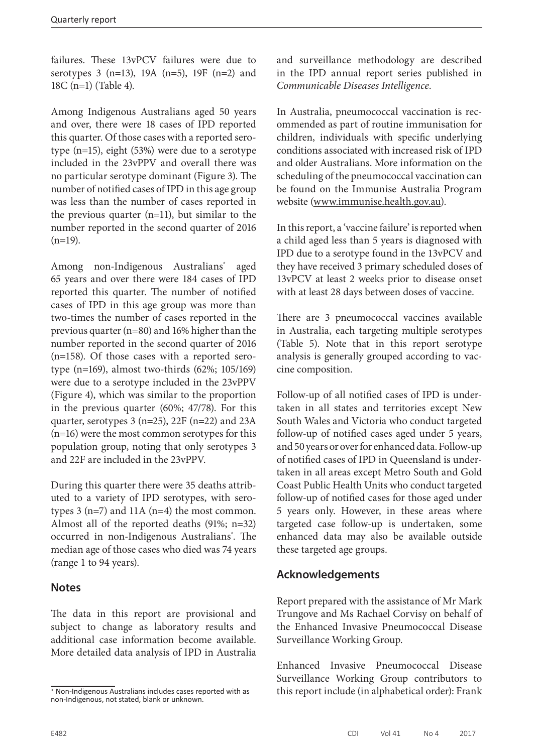failures. These 13vPCV failures were due to serotypes 3 (n=13), 19A (n=5), 19F (n=2) and 18C (n=1) (Table 4).

Among Indigenous Australians aged 50 years and over, there were 18 cases of IPD reported this quarter. Of those cases with a reported serotype (n=15), eight (53%) were due to a serotype included in the 23vPPV and overall there was no particular serotype dominant (Figure 3). The number of notified cases of IPD in this age group was less than the number of cases reported in the previous quarter (n=11), but similar to the number reported in the second quarter of 2016 (n=19).

Among non-Indigenous Australians* aged 65 years and over there were 184 cases of IPD reported this quarter. The number of notified cases of IPD in this age group was more than two-times the number of cases reported in the previous quarter (n=80) and 16% higher than the number reported in the second quarter of 2016 (n=158). Of those cases with a reported serotype (n=169), almost two-thirds (62%; 105/169) were due to a serotype included in the 23vPPV (Figure 4), which was similar to the proportion in the previous quarter (60%; 47/78). For this quarter, serotypes 3 (n=25), 22F (n=22) and 23A (n=16) were the most common serotypes for this population group, noting that only serotypes 3 and 22F are included in the 23vPPV.

During this quarter there were 35 deaths attributed to a variety of IPD serotypes, with serotypes 3 (n=7) and 11A (n=4) the most common. Almost all of the reported deaths (91%; n=32) occurred in non-Indigenous Australians*. The median age of those cases who died was 74 years (range 1 to 94 years).

## Notes

The data in this report are provisional and subject to change as laboratory results and additional case information become available. More detailed data analysis of IPD in Australia and surveillance methodology are described in the IPD annual report series published in *Communicable Diseases Intelligence*.

In Australia, pneumococcal vaccination is recommended as part of routine immunisation for children, individuals with specific underlying conditions associated with increased risk of IPD and older Australians. More information on the scheduling of the pneumococcal vaccination can be found on the Immunise Australia Program website (www.immunise.health.gov.au).

In this report, a 'vaccine failure' is reported when a child aged less than 5 years is diagnosed with IPD due to a serotype found in the 13vPCV and they have received 3 primary scheduled doses of 13vPCV at least 2 weeks prior to disease onset with at least 28 days between doses of vaccine.

There are 3 pneumococcal vaccines available in Australia, each targeting multiple serotypes (Table 5). Note that in this report serotype analysis is generally grouped according to vaccine composition.

Follow-up of all notified cases of IPD is undertaken in all states and territories except New South Wales and Victoria who conduct targeted follow-up of notified cases aged under 5 years, and 50 years or over for enhanced data. Follow-up of notified cases of IPD in Queensland is undertaken in all areas except Metro South and Gold Coast Public Health Units who conduct targeted follow-up of notified cases for those aged under 5 years only. However, in these areas where targeted case follow-up is undertaken, some enhanced data may also be available outside these targeted age groups.

## Acknowledgements

Report prepared with the assistance of Mr Mark Trungove and Ms Rachael Corvisy on behalf of the Enhanced Invasive Pneumococcal Disease Surveillance Working Group.

Enhanced Invasive Pneumococcal Disease Surveillance Working Group contributors to this report include (in alphabetical order): Frank

\* Non-Indigenous Australians includes cases reported with as non-Indigenous, not stated, blank or unknown.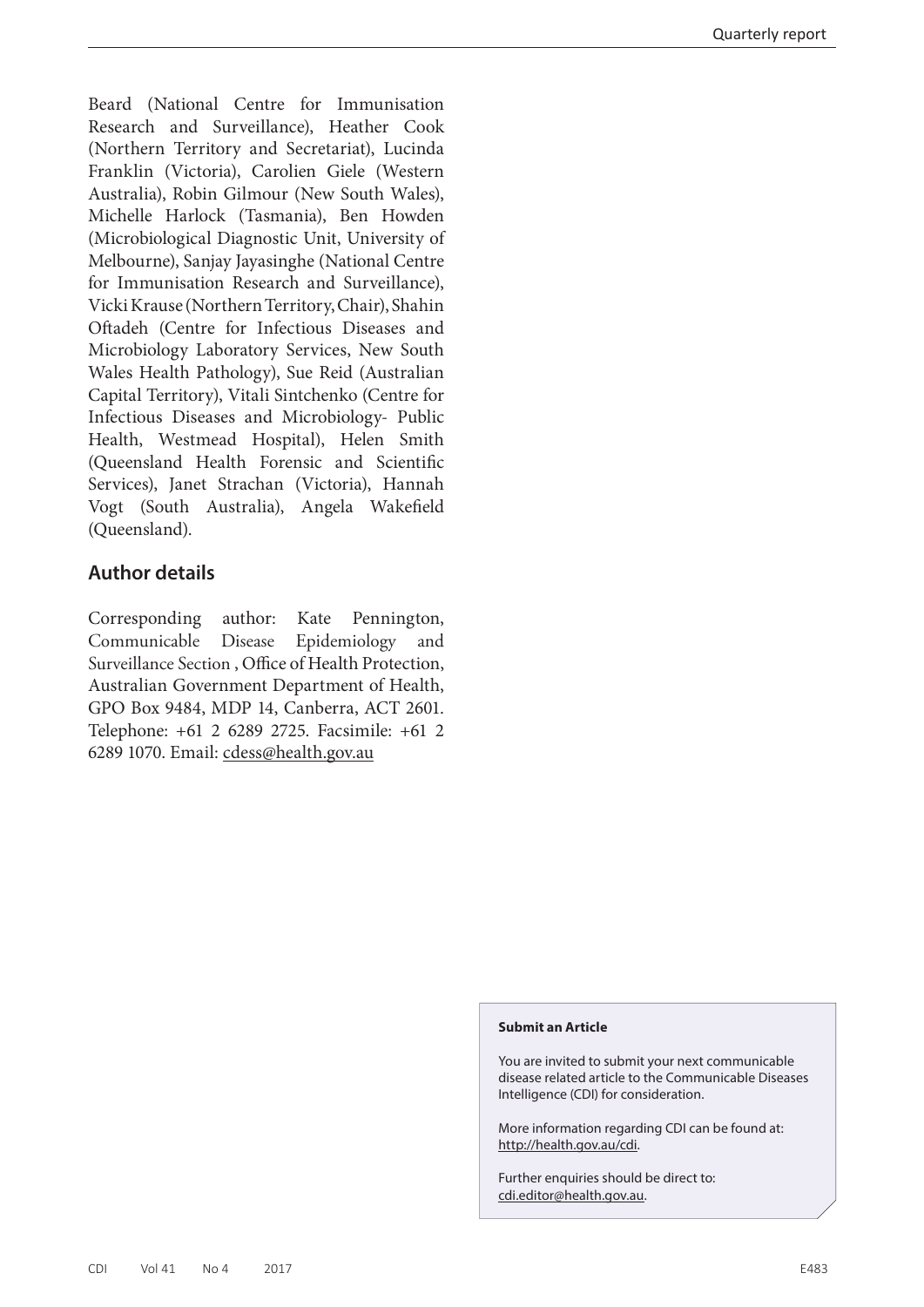Beard (National Centre for Immunisation Research and Surveillance), Heather Cook (Northern Territory and Secretariat), Lucinda Franklin (Victoria), Carolien Giele (Western Australia), Robin Gilmour (New South Wales), Michelle Harlock (Tasmania), Ben Howden (Microbiological Diagnostic Unit, University of Melbourne), Sanjay Jayasinghe (National Centre for Immunisation Research and Surveillance), Vicki Krause (Northern Territory, Chair), Shahin Oftadeh (Centre for Infectious Diseases and Microbiology Laboratory Services, New South Wales Health Pathology), Sue Reid (Australian Capital Territory), Vitali Sintchenko (Centre for Infectious Diseases and Microbiology- Public Health, Westmead Hospital), Helen Smith (Queensland Health Forensic and Scientific Services), Janet Strachan (Victoria), Hannah Vogt (South Australia), Angela Wakefield (Queensland).

## Author details

Corresponding author: Kate Pennington, Communicable Disease Epidemiology and Surveillance Section , Office of Health Protection, Australian Government Department of Health, GPO Box 9484, MDP 14, Canberra, ACT 2601. Telephone: +61 2 6289 2725. Facsimile: +61 2 6289 1070. Email: cdess@health.gov.au

**Submit an Article**

You are invited to submit your next communicable disease related article to the Communicable Diseases Intelligence (CDI) for consideration.

More information regarding CDI can be found at: http://health.gov.au/cdi.

Further enquiries should be direct to: cdi.editor@health.gov.au.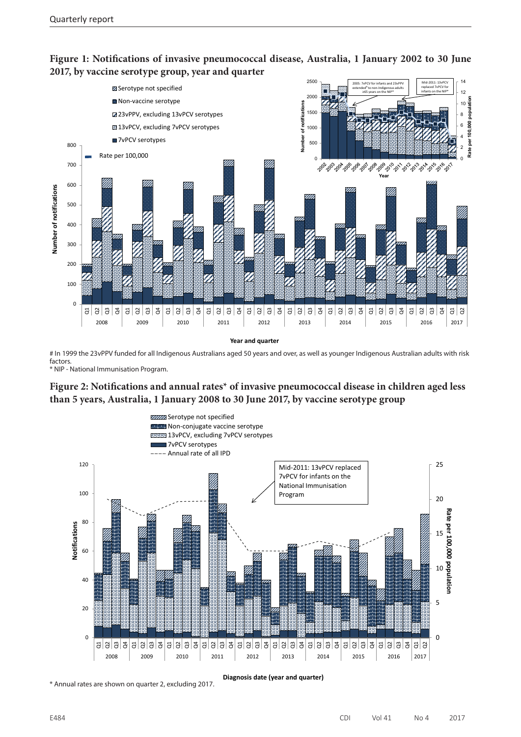## Figure 1: Notifications of invasive pneumococcal disease, Australia, 1 January 2002 to 30 June 2017, by vaccine serotype group, year and quarter

# In 1999 the 23vPPV funded for all Indigenous Australians aged 50 years and over, as well as younger Indigenous Australian adults with risk factors.

* NIP - National Immunisation Program.

## Figure 2: Notifications and annual rates* of invasive pneumococcal disease in children aged less than 5 years, Australia, 1 January 2008 to 30 June 2017, by vaccine serotype group

* Annual rates are shown on quarter 2, excluding 2017.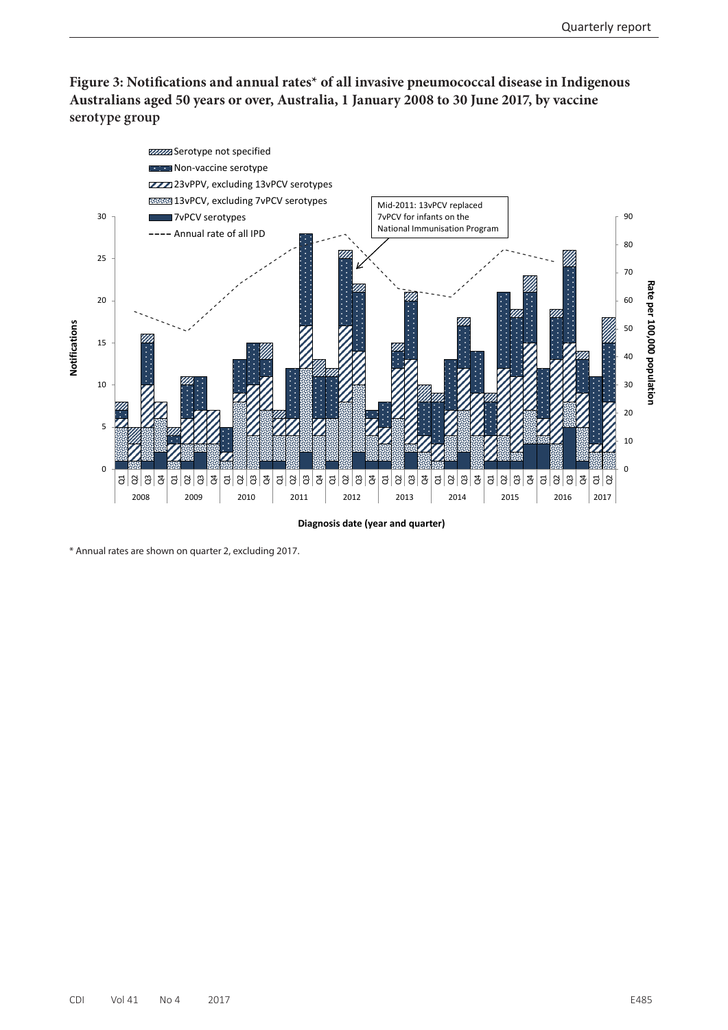**Figure 3: Notifications and annual rates* of all invasive pneumococcal disease in Indigenous Australians aged 50 years or over, Australia, 1 January 2008 to 30 June 2017, by vaccine serotype group**

\* Annual rates are shown on quarter 2, excluding 2017.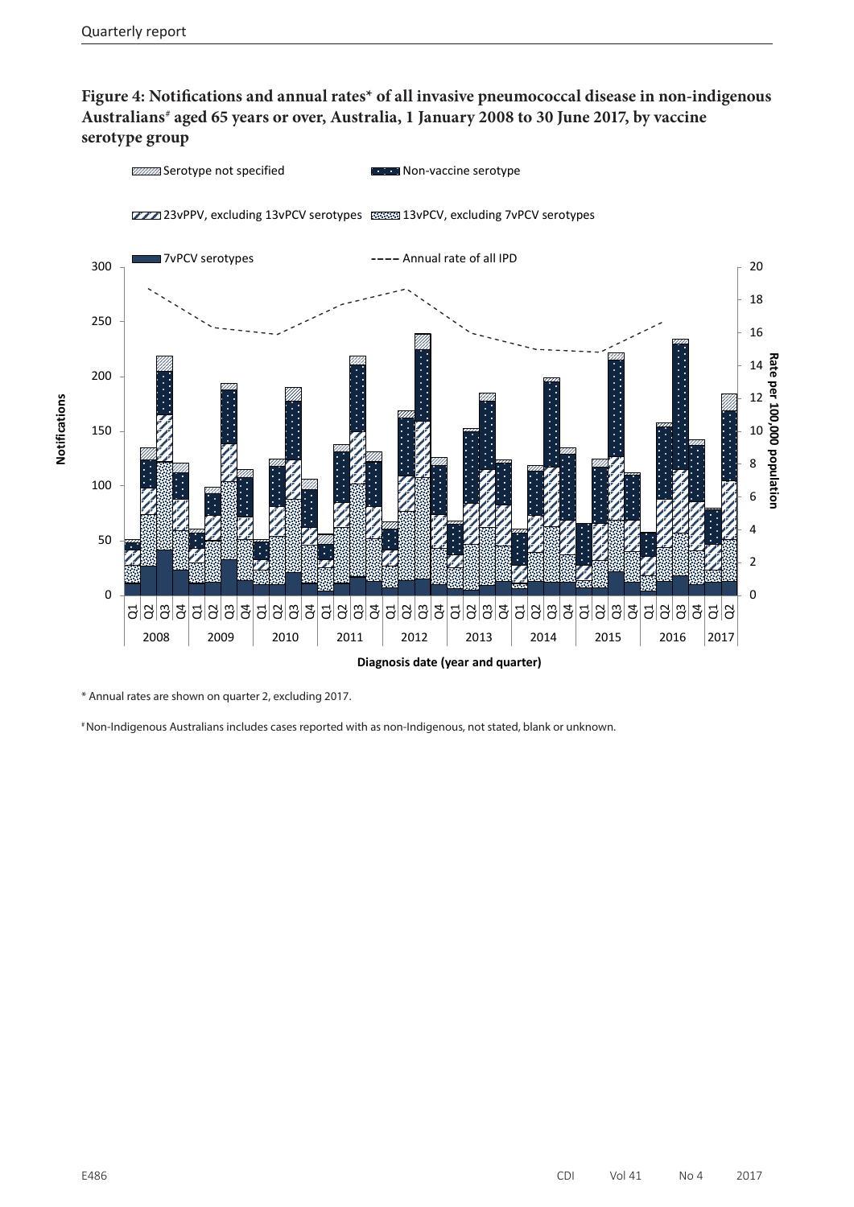**Figure 4: Notifications and annual rates* of all invasive pneumococcal disease in non-indigenous Australians# aged 65 years or over, Australia, 1 January 2008 to 30 June 2017, by vaccine serotype group**

\* Annual rates are shown on quarter 2, excluding 2017.

\# Non-Indigenous Australians includes cases reported with as non-Indigenous, not stated, blank or unknown.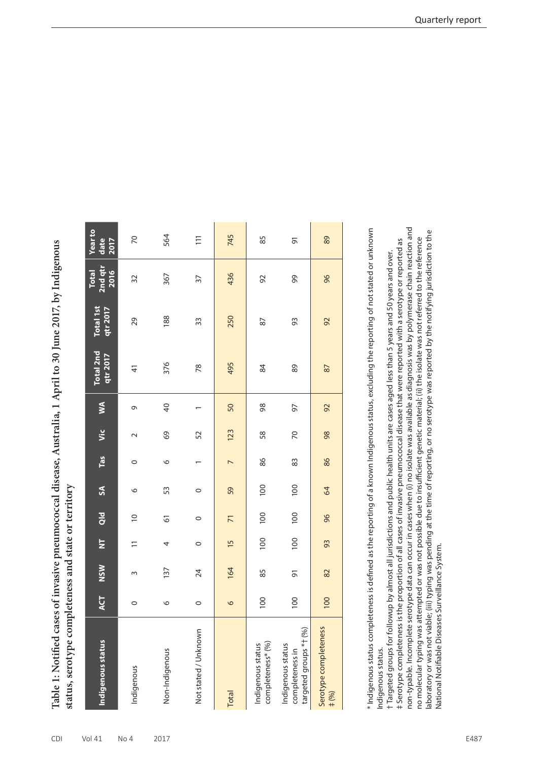**Table 1: Notified cases of invasive pneumococcal disease, Australia, 1 April to 30 June 2017, by Indigenous status, serotype completeness and state or territory**

| Indigenous status | ACT | NSW | NT | Qld | SA | Tas | Vic | WA | Total 2nd qtr 2017 | Total 1st qtr 2017 | Total 2nd qtr 2016 | Year to date 2017 |
|---|---|---|---|---|---|---|---|---|---|---|---|---|
| Indigenous | 0 | 3 | 11 | 10 | 6 | 0 | 2 | 9 | 41 | 29 | 32 | 70 |
| Non-Indigenous | 6 | 137 | 4 | 61 | 53 | 6 | 69 | 40 | 376 | 188 | 367 | 564 |
| Not stated / Unknown | 0 | 24 | 0 | 0 | 0 | 1 | 52 | 1 | 78 | 33 | 37 | 111 |
| Total | 6 | 164 | 15 | 71 | 59 | 7 | 123 | 50 | 495 | 250 | 436 | 745 |
| Indigenous status completeness* (%) | 100 | 85 | 100 | 100 | 100 | 86 | 58 | 98 | 84 | 87 | 92 | 85 |
| Indigenous status completeness in targeted groups *† (%) | 100 | 91 | 100 | 100 | 100 | 83 | 70 | 97 | 89 | 93 | 99 | 91 |
| Serotype completeness ‡ (%) | 100 | 82 | 93 | 96 | 64 | 86 | 98 | 92 | 87 | 92 | 96 | 89 |

\* Indigenous status completeness is defined as the reporting of a known Indigenous status, excluding the reporting of not stated or unknown Indigenous status.

† Targeted groups for followup by almost all jurisdictions and public health units are cases aged less than 5 years and 50 years and over.

‡ Serotype completeness is the proportion of all cases of invasive pneumococcal disease that were reported with a serotype or reported as non-typable. Incomplete serotype data can occur in cases when (i) no isolate was available as diagnosis was by polymerase chain reaction and no molecular typing was attempted or was not possible due to insufficient genetic material; (ii) the isolate was not referred to the reference laboratory or was not viable; (iii) typing was pending at the time of reporting, or no serotype was reported by the notifying jurisdiction to the National Notifiable Diseases Surveillance System.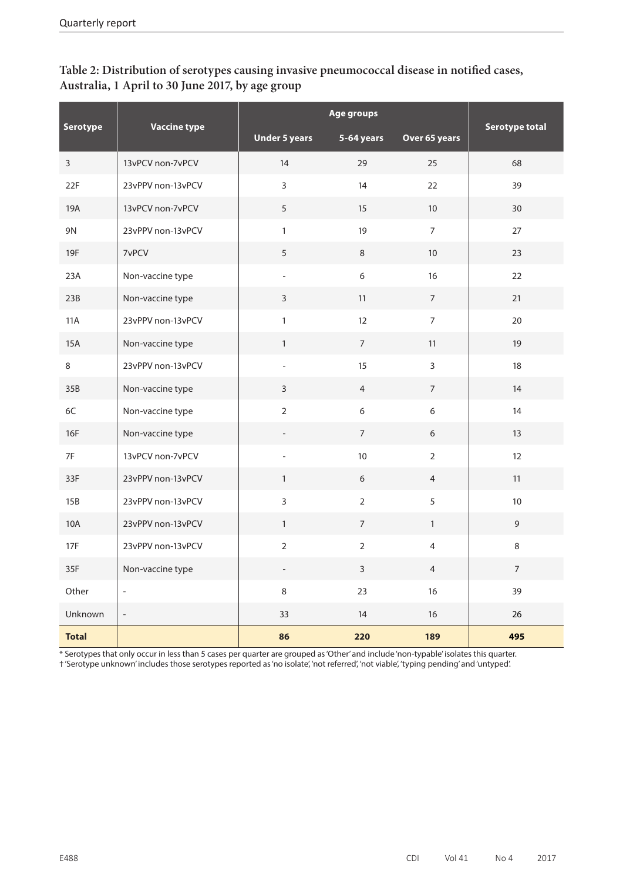**Table 2: Distribution of serotypes causing invasive pneumococcal disease in notified cases, Australia, 1 April to 30 June 2017, by age group**

| Serotype | Vaccine type | Age groups | | | Serotype total |
|---|---|---|---|---|---|
| | | Under 5 years | 5-64 years | Over 65 years | |
| 3 | 13vPCV non-7vPCV | 14 | 29 | 25 | 68 |
| 22F | 23vPPV non-13vPCV | 3 | 14 | 22 | 39 |
| 19A | 13vPCV non-7vPCV | 5 | 15 | 10 | 30 |
| 9N | 23vPPV non-13vPCV | 1 | 19 | 7 | 27 |
| 19F | 7vPCV | 5 | 8 | 10 | 23 |
| 23A | Non-vaccine type | - | 6 | 16 | 22 |
| 23B | Non-vaccine type | 3 | 11 | 7 | 21 |
| 11A | 23vPPV non-13vPCV | 1 | 12 | 7 | 20 |
| 15A | Non-vaccine type | 1 | 7 | 11 | 19 |
| 8 | 23vPPV non-13vPCV | - | 15 | 3 | 18 |
| 35B | Non-vaccine type | 3 | 4 | 7 | 14 |
| 6C | Non-vaccine type | 2 | 6 | 6 | 14 |
| 16F | Non-vaccine type | - | 7 | 6 | 13 |
| 7F | 13vPCV non-7vPCV | - | 10 | 2 | 12 |
| 33F | 23vPPV non-13vPCV | 1 | 6 | 4 | 11 |
| 15B | 23vPPV non-13vPCV | 3 | 2 | 5 | 10 |
| 10A | 23vPPV non-13vPCV | 1 | 7 | 1 | 9 |
| 17F | 23vPPV non-13vPCV | 2 | 2 | 4 | 8 |
| 35F | Non-vaccine type | - | 3 | 4 | 7 |
| Other | - | 8 | 23 | 16 | 39 |
| Unknown | - | 33 | 14 | 16 | 26 |
| **Total** | | **86** | **220** | **189** | **495** |

* Serotypes that only occur in less than 5 cases per quarter are grouped as 'Other' and include 'non-typable' isolates this quarter.

† 'Serotype unknown' includes those serotypes reported as 'no isolate', 'not referred', 'not viable', 'typing pending' and 'untyped'.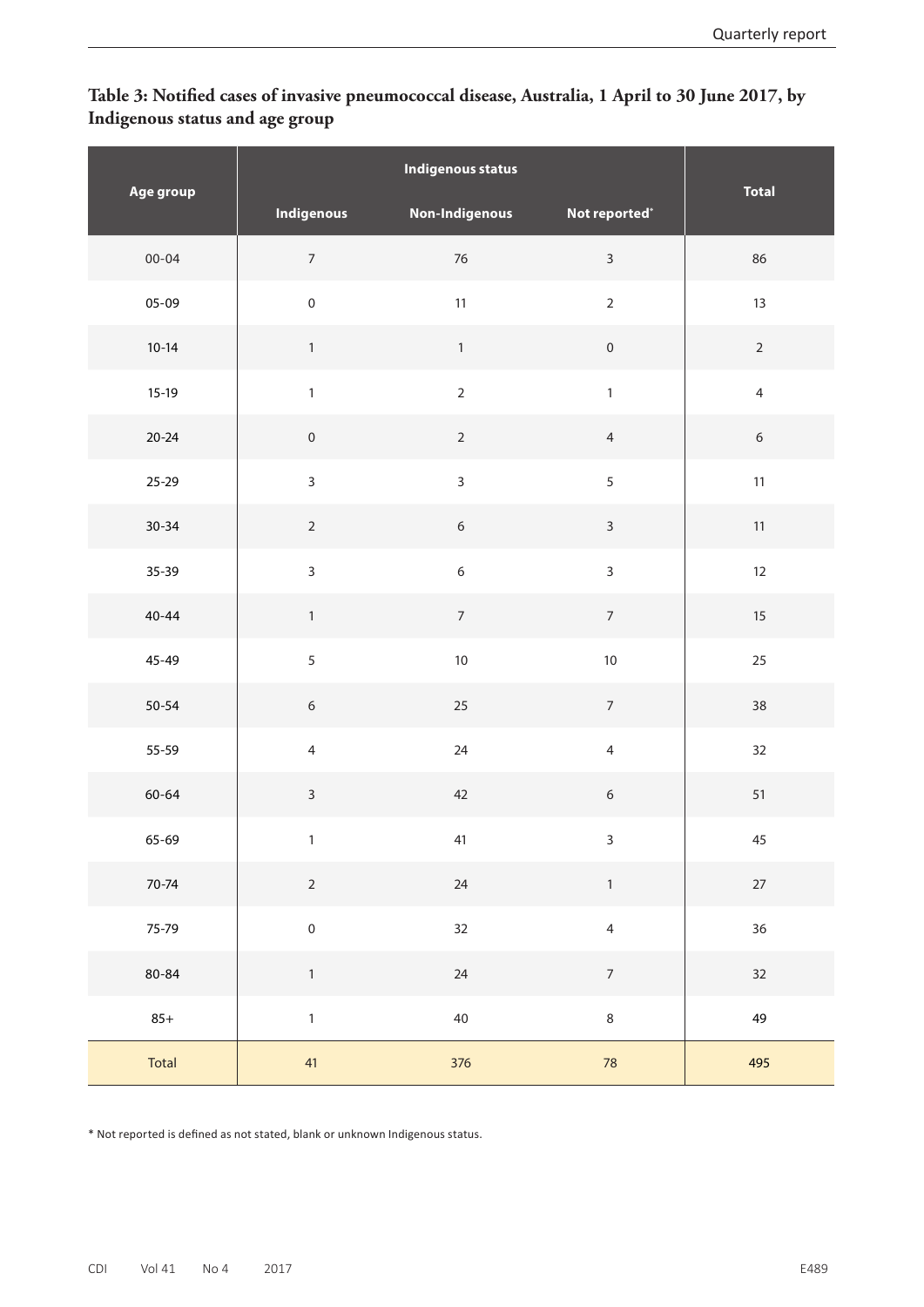**Table 3: Notified cases of invasive pneumococcal disease, Australia, 1 April to 30 June 2017, by Indigenous status and age group**

| Age group | Indigenous status | | | Total |
|---|---|---|---|---|
| | Indigenous | Non-Indigenous | Not reported* | |
| 00-04 | 7 | 76 | 3 | 86 |
| 05-09 | 0 | 11 | 2 | 13 |
| 10-14 | 1 | 1 | 0 | 2 |
| 15-19 | 1 | 2 | 1 | 4 |
| 20-24 | 0 | 2 | 4 | 6 |
| 25-29 | 3 | 3 | 5 | 11 |
| 30-34 | 2 | 6 | 3 | 11 |
| 35-39 | 3 | 6 | 3 | 12 |
| 40-44 | 1 | 7 | 7 | 15 |
| 45-49 | 5 | 10 | 10 | 25 |
| 50-54 | 6 | 25 | 7 | 38 |
| 55-59 | 4 | 24 | 4 | 32 |
| 60-64 | 3 | 42 | 6 | 51 |
| 65-69 | 1 | 41 | 3 | 45 |
| 70-74 | 2 | 24 | 1 | 27 |
| 75-79 | 0 | 32 | 4 | 36 |
| 80-84 | 1 | 24 | 7 | 32 |
| 85+ | 1 | 40 | 8 | 49 |
| Total | 41 | 376 | 78 | 495 |

* Not reported is defined as not stated, blank or unknown Indigenous status.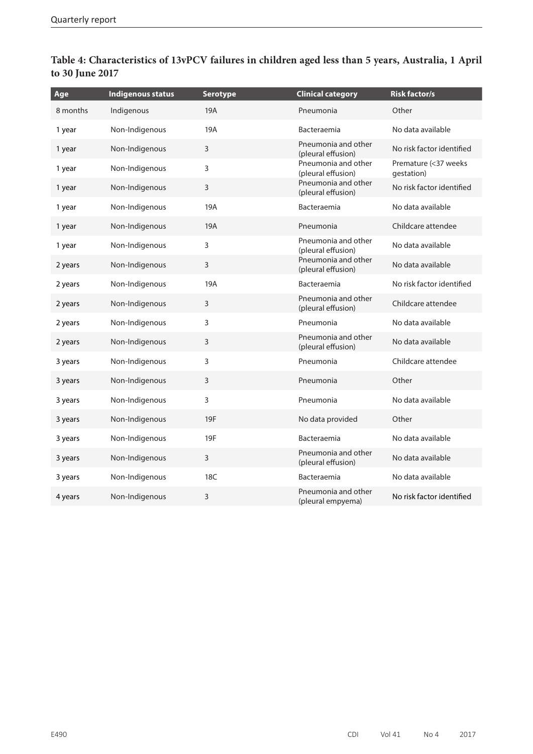**Table 4: Characteristics of 13vPCV failures in children aged less than 5 years, Australia, 1 April to 30 June 2017**

| Age | Indigenous status | Serotype | Clinical category | Risk factor/s |
|---|---|---|---|---|
| 8 months | Indigenous | 19A | Pneumonia | Other |
| 1 year | Non-Indigenous | 19A | Bacteraemia | No data available |
| 1 year | Non-Indigenous | 3 | Pneumonia and other (pleural effusion) | No risk factor identified |
| 1 year | Non-Indigenous | 3 | Pneumonia and other (pleural effusion) | Premature (<37 weeks gestation) |
| 1 year | Non-Indigenous | 3 | Pneumonia and other (pleural effusion) | No risk factor identified |
| 1 year | Non-Indigenous | 19A | Bacteraemia | No data available |
| 1 year | Non-Indigenous | 19A | Pneumonia | Childcare attendee |
| 1 year | Non-Indigenous | 3 | Pneumonia and other (pleural effusion) | No data available |
| 2 years | Non-Indigenous | 3 | Pneumonia and other (pleural effusion) | No data available |
| 2 years | Non-Indigenous | 19A | Bacteraemia | No risk factor identified |
| 2 years | Non-Indigenous | 3 | Pneumonia and other (pleural effusion) | Childcare attendee |
| 2 years | Non-Indigenous | 3 | Pneumonia | No data available |
| 2 years | Non-Indigenous | 3 | Pneumonia and other (pleural effusion) | No data available |
| 3 years | Non-Indigenous | 3 | Pneumonia | Childcare attendee |
| 3 years | Non-Indigenous | 3 | Pneumonia | Other |
| 3 years | Non-Indigenous | 3 | Pneumonia | No data available |
| 3 years | Non-Indigenous | 19F | No data provided | Other |
| 3 years | Non-Indigenous | 19F | Bacteraemia | No data available |
| 3 years | Non-Indigenous | 3 | Pneumonia and other (pleural effusion) | No data available |
| 3 years | Non-Indigenous | 18C | Bacteraemia | No data available |
| 4 years | Non-Indigenous | 3 | Pneumonia and other (pleural empyema) | No risk factor identified |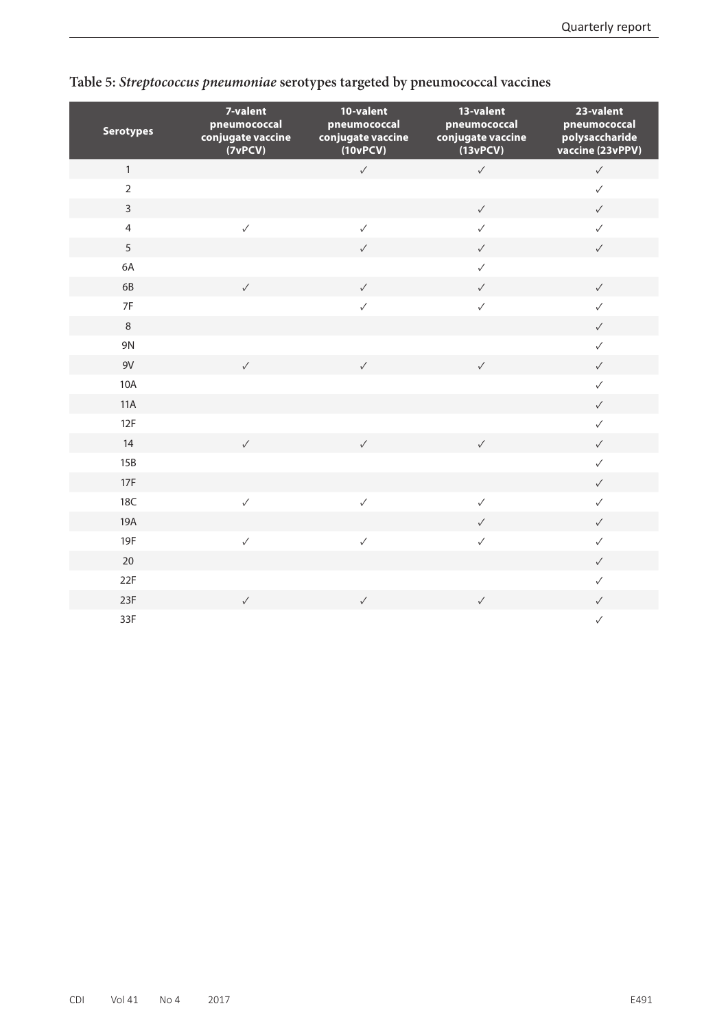## Table 5: *Streptococcus pneumoniae* serotypes targeted by pneumococcal vaccines

| Serotypes | 7-valent pneumococcal conjugate vaccine (7vPCV) | 10-valent pneumococcal conjugate vaccine (10vPCV) | 13-valent pneumococcal conjugate vaccine (13vPCV) | 23-valent pneumococcal polysaccharide vaccine (23vPPV) |
|---|---|---|---|---|
| 1 | | ✓ | ✓ | ✓ |
| 2 | | | | ✓ |
| 3 | | | ✓ | ✓ |
| 4 | ✓ | ✓ | ✓ | ✓ |
| 5 | | ✓ | ✓ | ✓ |
| 6A | | | ✓ | |
| 6B | ✓ | ✓ | ✓ | ✓ |
| 7F | | ✓ | ✓ | ✓ |
| 8 | | | | ✓ |
| 9N | | | | ✓ |
| 9V | ✓ | ✓ | ✓ | ✓ |
| 10A | | | | ✓ |
| 11A | | | | ✓ |
| 12F | | | | ✓ |
| 14 | ✓ | ✓ | ✓ | ✓ |
| 15B | | | | ✓ |
| 17F | | | | ✓ |
| 18C | ✓ | ✓ | ✓ | ✓ |
| 19A | | | ✓ | ✓ |
| 19F | ✓ | ✓ | ✓ | ✓ |
| 20 | | | | ✓ |
| 22F | | | | ✓ |
| 23F | ✓ | ✓ | ✓ | ✓ |
| 33F | | | | ✓ |